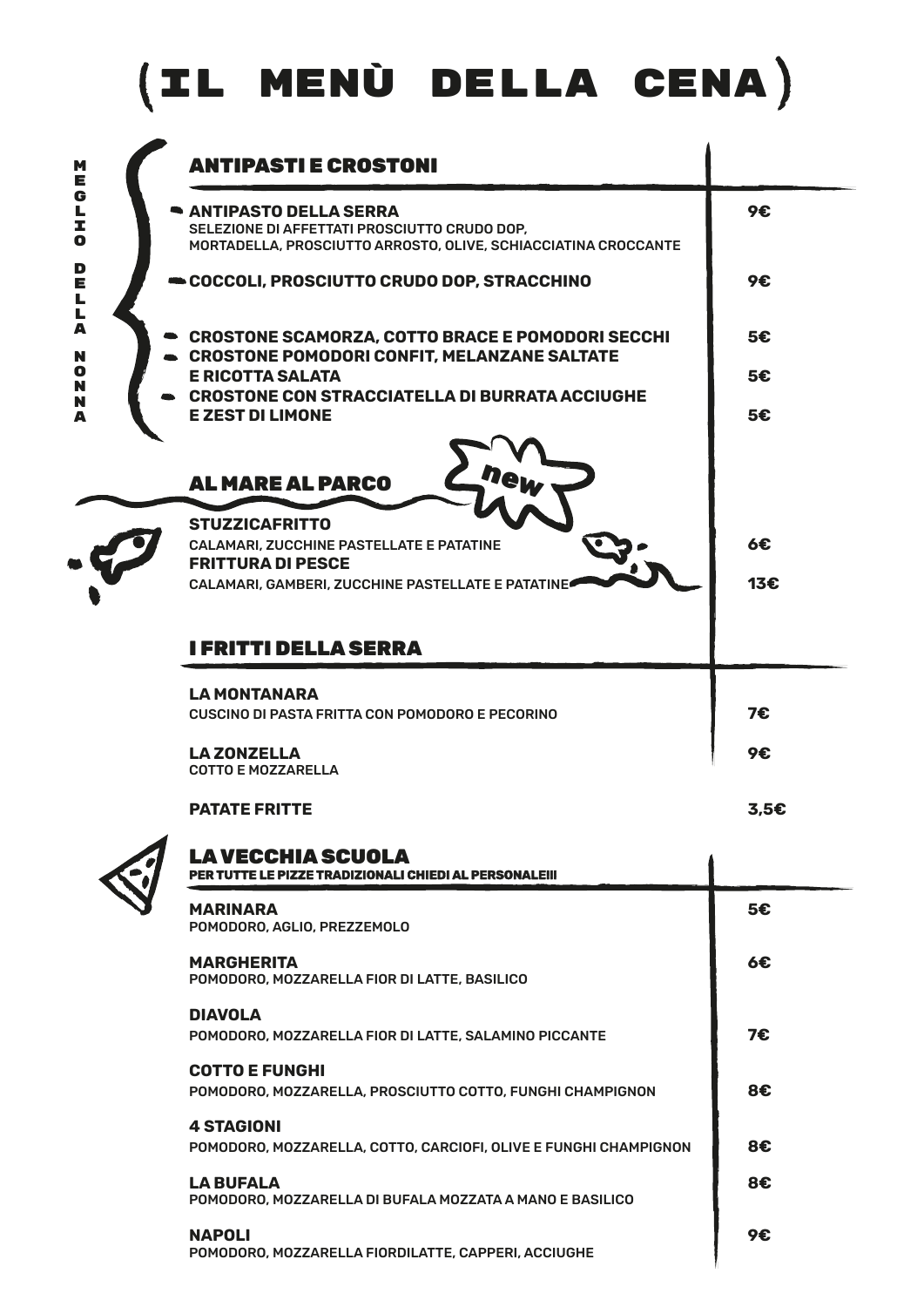# (IL MENÙ DELLA CENA)

MEGLIO DELLA NONNA

## ANTIPASTI E CROSTONI

**ANTIPASTO DELLA SERRA** — **9€**
SELEZIONE DI AFFETTATI PROSCIUTTO CRUDO DOP, MORTADELLA, PROSCIUTTO ARROSTO, OLIVE, SCHIACCIATINA CROCCANTE

**COCCOLI, PROSCIUTTO CRUDO DOP, STRACCHINO** — **9€**

**CROSTONE SCAMORZA, COTTO BRACE E POMODORI SECCHI** — **5€**

**CROSTONE POMODORI CONFIT, MELANZANE SALTATE E RICOTTA SALATA** — **5€**

**CROSTONE CON STRACCIATELLA DI BURRATA ACCIUGHE E ZEST DI LIMONE** — **5€**

## AL MARE AL PARCO

new

**STUZZICAFRITTO** — **6€**
CALAMARI, ZUCCHINE PASTELLATE E PATATINE

**FRITTURA DI PESCE** — **13€**
CALAMARI, GAMBERI, ZUCCHINE PASTELLATE E PATATINE

## I FRITTI DELLA SERRA

**LA MONTANARA** — **7€**
CUSCINO DI PASTA FRITTA CON POMODORO E PECORINO

**LA ZONZELLA** — **9€**
COTTO E MOZZARELLA

**PATATE FRITTE** — **3,5€**

## LA VECCHIA SCUOLA

**PER TUTTE LE PIZZE TRADIZIONALI CHIEDI AL PERSONALE!!!**

**MARINARA** — **5€**
POMODORO, AGLIO, PREZZEMOLO

**MARGHERITA** — **6€**
POMODORO, MOZZARELLA FIOR DI LATTE, BASILICO

**DIAVOLA** — **7€**
POMODORO, MOZZARELLA FIOR DI LATTE, SALAMINO PICCANTE

**COTTO E FUNGHI** — **8€**
POMODORO, MOZZARELLA, PROSCIUTTO COTTO, FUNGHI CHAMPIGNON

**4 STAGIONI** — **8€**
POMODORO, MOZZARELLA, COTTO, CARCIOFI, OLIVE E FUNGHI CHAMPIGNON

**LA BUFALA** — **8€**
POMODORO, MOZZARELLA DI BUFALA MOZZATA A MANO E BASILICO

**NAPOLI** — **9€**
POMODORO, MOZZARELLA FIORDILATTE, CAPPERI, ACCIUGHE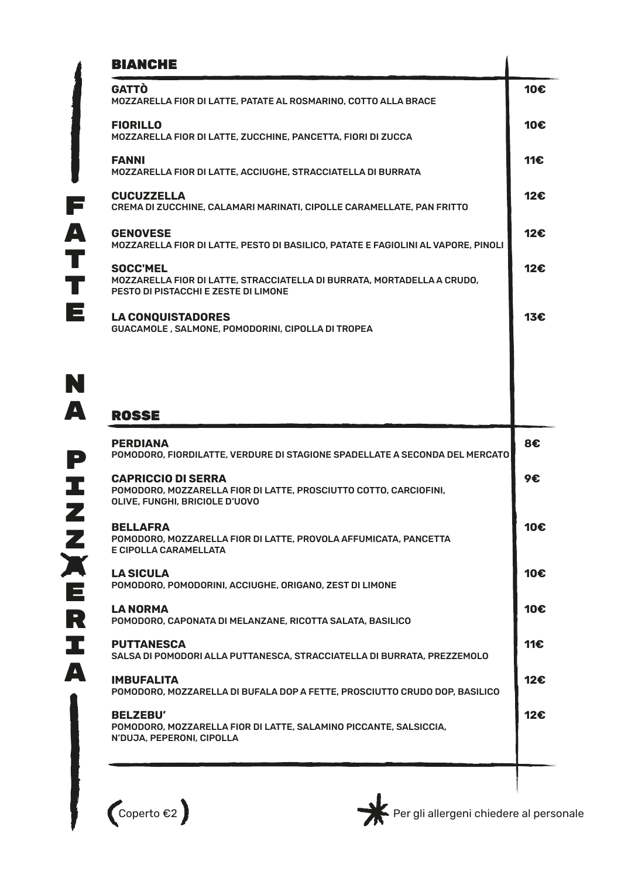FATTE NA PIZZ~~A~~ERIA

## BIANCHE

**GATTÒ** — 10€
MOZZARELLA FIOR DI LATTE, PATATE AL ROSMARINO, COTTO ALLA BRACE

**FIORILLO** — 10€
MOZZARELLA FIOR DI LATTE, ZUCCHINE, PANCETTA, FIORI DI ZUCCA

**FANNI** — 11€
MOZZARELLA FIOR DI LATTE, ACCIUGHE, STRACCIATELLA DI BURRATA

**CUCUZZELLA** — 12€
CREMA DI ZUCCHINE, CALAMARI MARINATI, CIPOLLE CARAMELLATE, PAN FRITTO

**GENOVESE** — 12€
MOZZARELLA FIOR DI LATTE, PESTO DI BASILICO, PATATE E FAGIOLINI AL VAPORE, PINOLI

**SOCC'MEL** — 12€
MOZZARELLA FIOR DI LATTE, STRACCIATELLA DI BURRATA, MORTADELLA A CRUDO, PESTO DI PISTACCHI E ZESTE DI LIMONE

**LA CONQUISTADORES** — 13€
GUACAMOLE , SALMONE, POMODORINI, CIPOLLA DI TROPEA

## ROSSE

**PERDIANA** — 8€
POMODORO, FIORDILATTE, VERDURE DI STAGIONE SPADELLATE A SECONDA DEL MERCATO

**CAPRICCIO DI SERRA** — 9€
POMODORO, MOZZARELLA FIOR DI LATTE, PROSCIUTTO COTTO, CARCIOFINI, OLIVE, FUNGHI, BRICIOLE D'UOVO

**BELLAFRA** — 10€
POMODORO, MOZZARELLA FIOR DI LATTE, PROVOLA AFFUMICATA, PANCETTA E CIPOLLA CARAMELLATA

**LA SICULA** — 10€
POMODORO, POMODORINI, ACCIUGHE, ORIGANO, ZEST DI LIMONE

**LA NORMA** — 10€
POMODORO, CAPONATA DI MELANZANE, RICOTTA SALATA, BASILICO

**PUTTANESCA** — 11€
SALSA DI POMODORI ALLA PUTTANESCA, STRACCIATELLA DI BURRATA, PREZZEMOLO

**IMBUFALITA** — 12€
POMODORO, MOZZARELLA DI BUFALA DOP A FETTE, PROSCIUTTO CRUDO DOP, BASILICO

**BELZEBU'** — 12€
POMODORO, MOZZARELLA FIOR DI LATTE, SALAMINO PICCANTE, SALSICCIA, N'DUJA, PEPERONI, CIPOLLA

Coperto €2

Per gli allergeni chiedere al personale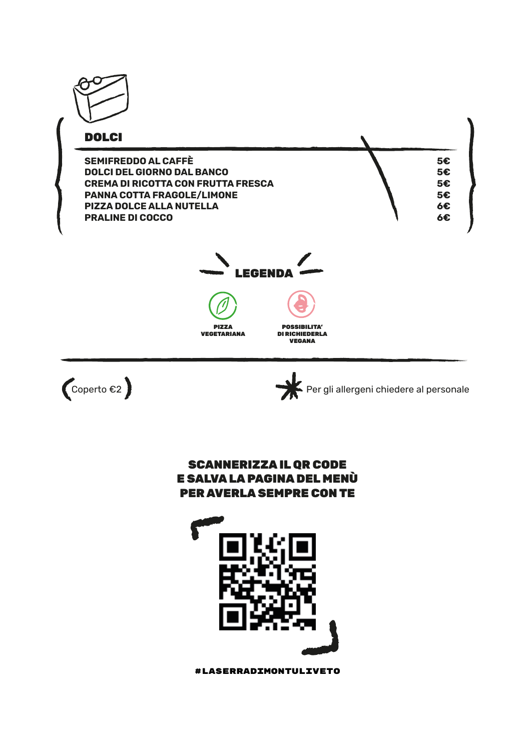## DOLCI

| | |
|---|---|
| SEMIFREDDO AL CAFFÈ | 5€ |
| DOLCI DEL GIORNO DAL BANCO | 5€ |
| CREMA DI RICOTTA CON FRUTTA FRESCA | 5€ |
| PANNA COTTA FRAGOLE/LIMONE | 5€ |
| PIZZA DOLCE ALLA NUTELLA | 6€ |
| PRALINE DI COCCO | 6€ |

## LEGENDA

PIZZA VEGETARIANA

POSSIBILITA' DI RICHIEDERLA VEGANA

Coperto €2

Per gli allergeni chiedere al personale

**SCANNERIZZA IL QR CODE E SALVA LA PAGINA DEL MENÙ PER AVERLA SEMPRE CON TE**

**#LASERRADIMONTULIVETO**